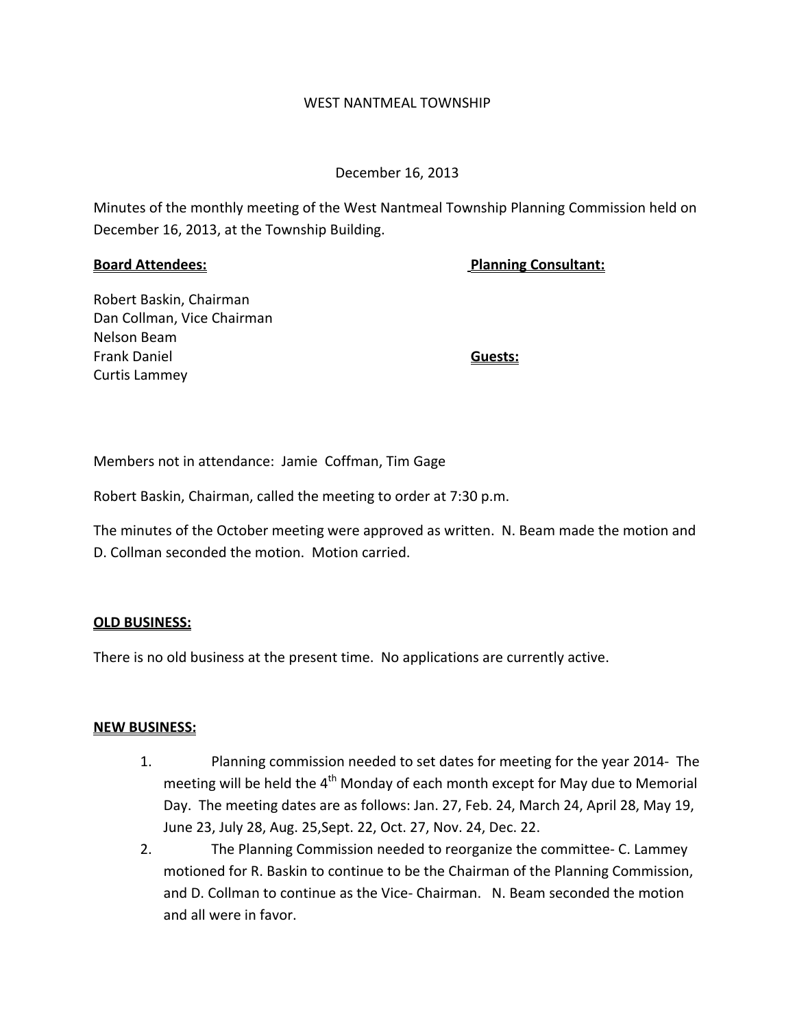WEST NANTMEAL TOWNSHIP

December 16, 2013

Minutes of the monthly meeting of the West Nantmeal Township Planning Commission held on December 16, 2013, at the Township Building.

**Board Attendees:**

Robert Baskin, Chairman
Dan Collman, Vice Chairman
Nelson Beam
Frank Daniel
Curtis Lammey

**Planning Consultant:**

**Guests:**

Members not in attendance: Jamie Coffman, Tim Gage

Robert Baskin, Chairman, called the meeting to order at 7:30 p.m.

The minutes of the October meeting were approved as written. N. Beam made the motion and D. Collman seconded the motion. Motion carried.

**OLD BUSINESS:**

There is no old business at the present time. No applications are currently active.

**NEW BUSINESS:**

1. Planning commission needed to set dates for meeting for the year 2014- The meeting will be held the 4th Monday of each month except for May due to Memorial Day. The meeting dates are as follows: Jan. 27, Feb. 24, March 24, April 28, May 19, June 23, July 28, Aug. 25,Sept. 22, Oct. 27, Nov. 24, Dec. 22.
2. The Planning Commission needed to reorganize the committee- C. Lammey motioned for R. Baskin to continue to be the Chairman of the Planning Commission, and D. Collman to continue as the Vice- Chairman. N. Beam seconded the motion and all were in favor.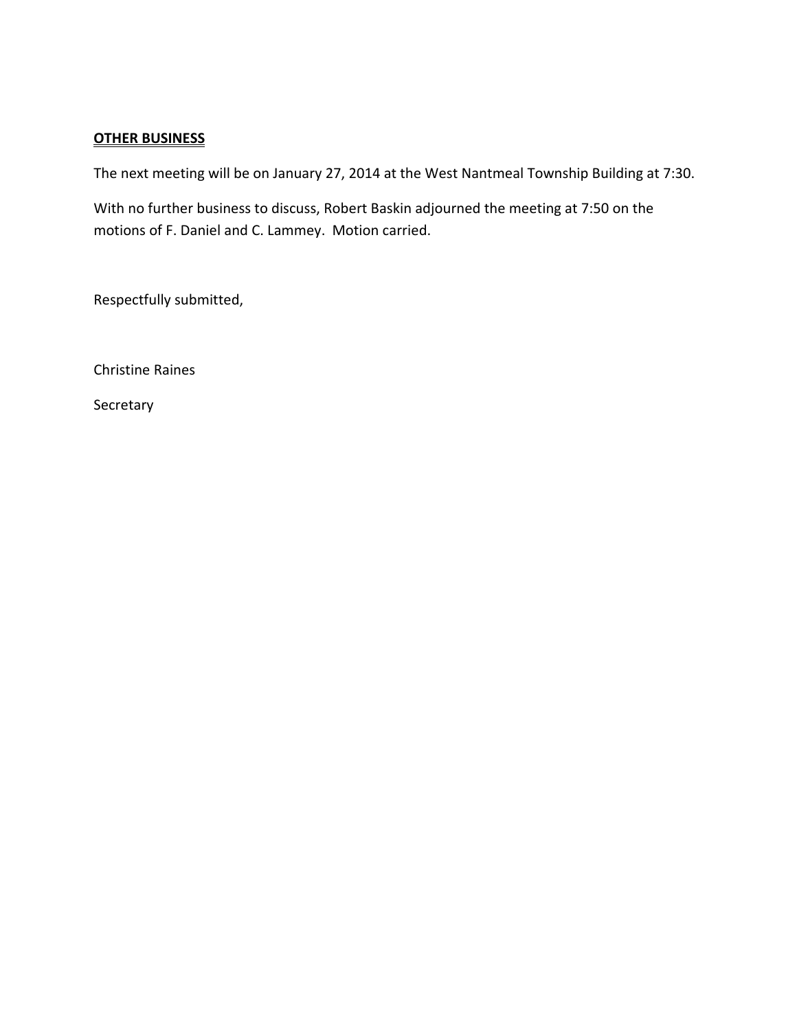## OTHER BUSINESS

The next meeting will be on January 27, 2014 at the West Nantmeal Township Building at 7:30.

With no further business to discuss, Robert Baskin adjourned the meeting at 7:50 on the motions of F. Daniel and C. Lammey. Motion carried.

Respectfully submitted,

Christine Raines

Secretary